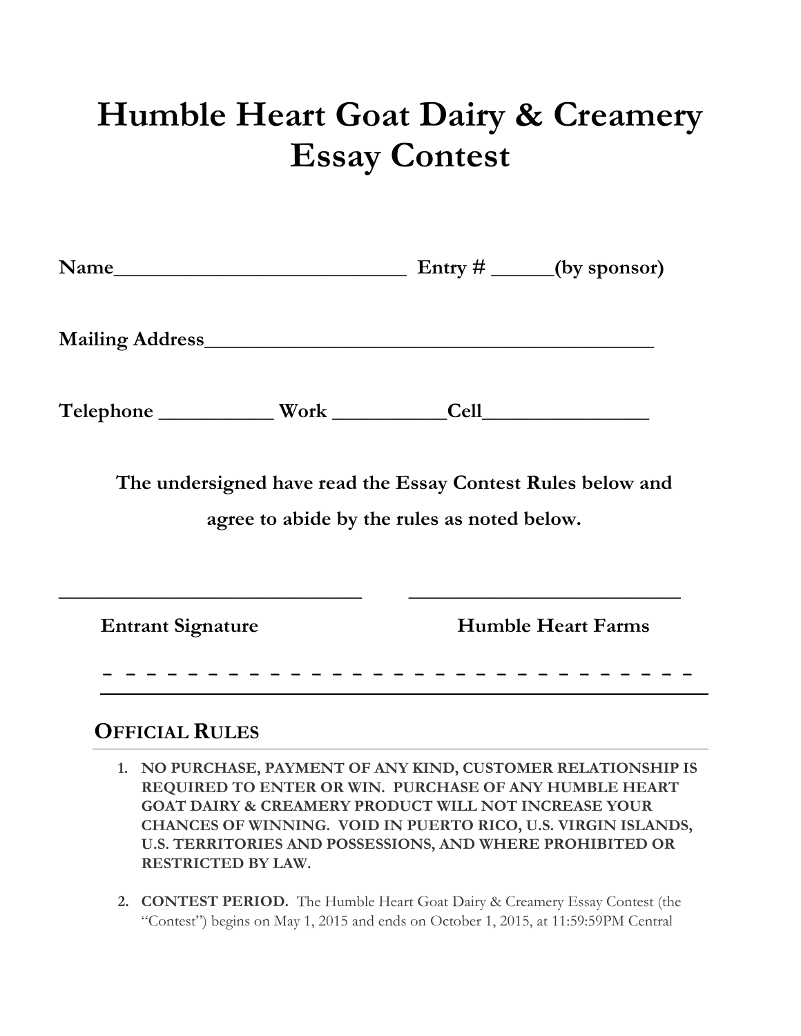# Humble Heart Goat Dairy & Creamery Essay Contest

**Name\_\_\_\_\_\_\_\_\_\_\_\_\_\_\_\_\_\_\_\_\_\_\_\_\_\_\_\_\_\_ Entry # \_\_\_\_\_\_(by sponsor)**

**Mailing Address\_\_\_\_\_\_\_\_\_\_\_\_\_\_\_\_\_\_\_\_\_\_\_\_\_\_\_\_\_\_\_\_\_\_\_\_\_\_\_\_\_\_\_\_\_\_**

**Telephone \_\_\_\_\_\_\_\_\_\_\_ Work \_\_\_\_\_\_\_\_\_\_\_Cell\_\_\_\_\_\_\_\_\_\_\_\_\_\_\_\_\_**

**The undersigned have read the Essay Contest Rules below and agree to abide by the rules as noted below.**

\_\_\_\_\_\_\_\_\_\_\_\_\_\_\_\_\_\_\_\_\_\_\_\_\_\_\_\_\_\_\_ \_\_\_\_\_\_\_\_\_\_\_\_\_\_\_\_\_\_\_\_\_\_\_\_\_\_\_\_

**Entrant Signature** **Humble Heart Farms**

- - - - - - - - - - - - - - - - - - - - - - - - - - - - - - - - - -

## OFFICIAL RULES

1. **NO PURCHASE, PAYMENT OF ANY KIND, CUSTOMER RELATIONSHIP IS REQUIRED TO ENTER OR WIN. PURCHASE OF ANY HUMBLE HEART GOAT DAIRY & CREAMERY PRODUCT WILL NOT INCREASE YOUR CHANCES OF WINNING. VOID IN PUERTO RICO, U.S. VIRGIN ISLANDS, U.S. TERRITORIES AND POSSESSIONS, AND WHERE PROHIBITED OR RESTRICTED BY LAW.**

2. **CONTEST PERIOD.** The Humble Heart Goat Dairy & Creamery Essay Contest (the "Contest") begins on May 1, 2015 and ends on October 1, 2015, at 11:59:59PM Central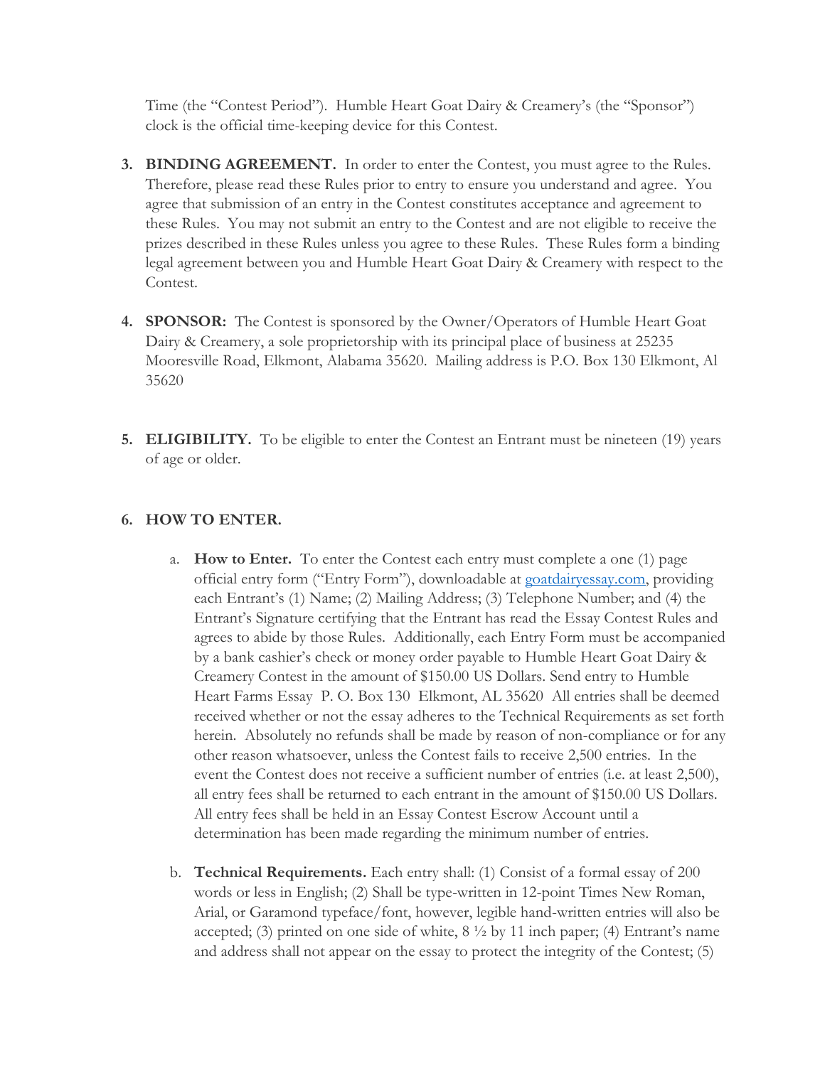Time (the "Contest Period"). Humble Heart Goat Dairy & Creamery's (the "Sponsor") clock is the official time-keeping device for this Contest.

3. **BINDING AGREEMENT.** In order to enter the Contest, you must agree to the Rules. Therefore, please read these Rules prior to entry to ensure you understand and agree. You agree that submission of an entry in the Contest constitutes acceptance and agreement to these Rules. You may not submit an entry to the Contest and are not eligible to receive the prizes described in these Rules unless you agree to these Rules. These Rules form a binding legal agreement between you and Humble Heart Goat Dairy & Creamery with respect to the Contest.

4. **SPONSOR:** The Contest is sponsored by the Owner/Operators of Humble Heart Goat Dairy & Creamery, a sole proprietorship with its principal place of business at 25235 Mooresville Road, Elkmont, Alabama 35620. Mailing address is P.O. Box 130 Elkmont, Al 35620

5. **ELIGIBILITY.** To be eligible to enter the Contest an Entrant must be nineteen (19) years of age or older.

6. **HOW TO ENTER.**

   a. **How to Enter.** To enter the Contest each entry must complete a one (1) page official entry form ("Entry Form"), downloadable at [goatdairyessay.com](goatdairyessay.com), providing each Entrant's (1) Name; (2) Mailing Address; (3) Telephone Number; and (4) the Entrant's Signature certifying that the Entrant has read the Essay Contest Rules and agrees to abide by those Rules. Additionally, each Entry Form must be accompanied by a bank cashier's check or money order payable to Humble Heart Goat Dairy & Creamery Contest in the amount of $150.00 US Dollars. Send entry to Humble Heart Farms Essay P. O. Box 130 Elkmont, AL 35620 All entries shall be deemed received whether or not the essay adheres to the Technical Requirements as set forth herein. Absolutely no refunds shall be made by reason of non-compliance or for any other reason whatsoever, unless the Contest fails to receive 2,500 entries. In the event the Contest does not receive a sufficient number of entries (i.e. at least 2,500), all entry fees shall be returned to each entrant in the amount of $150.00 US Dollars. All entry fees shall be held in an Essay Contest Escrow Account until a determination has been made regarding the minimum number of entries.

   b. **Technical Requirements.** Each entry shall: (1) Consist of a formal essay of 200 words or less in English; (2) Shall be type-written in 12-point Times New Roman, Arial, or Garamond typeface/font, however, legible hand-written entries will also be accepted; (3) printed on one side of white, 8 ½ by 11 inch paper; (4) Entrant's name and address shall not appear on the essay to protect the integrity of the Contest; (5)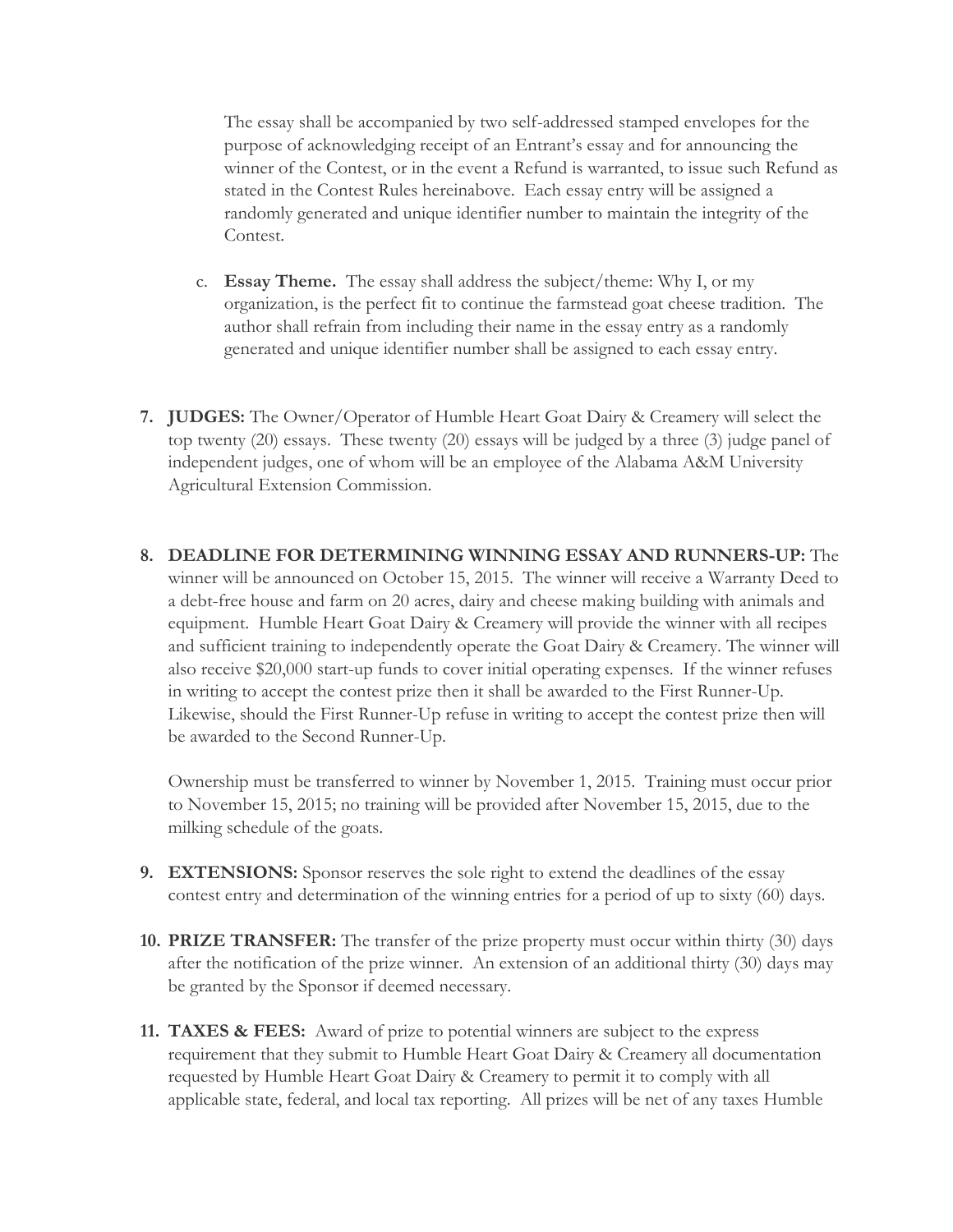The essay shall be accompanied by two self-addressed stamped envelopes for the purpose of acknowledging receipt of an Entrant's essay and for announcing the winner of the Contest, or in the event a Refund is warranted, to issue such Refund as stated in the Contest Rules hereinabove. Each essay entry will be assigned a randomly generated and unique identifier number to maintain the integrity of the Contest.

c. **Essay Theme.** The essay shall address the subject/theme: Why I, or my organization, is the perfect fit to continue the farmstead goat cheese tradition. The author shall refrain from including their name in the essay entry as a randomly generated and unique identifier number shall be assigned to each essay entry.

7. **JUDGES:** The Owner/Operator of Humble Heart Goat Dairy & Creamery will select the top twenty (20) essays. These twenty (20) essays will be judged by a three (3) judge panel of independent judges, one of whom will be an employee of the Alabama A&M University Agricultural Extension Commission.

8. **DEADLINE FOR DETERMINING WINNING ESSAY AND RUNNERS-UP:** The winner will be announced on October 15, 2015. The winner will receive a Warranty Deed to a debt-free house and farm on 20 acres, dairy and cheese making building with animals and equipment. Humble Heart Goat Dairy & Creamery will provide the winner with all recipes and sufficient training to independently operate the Goat Dairy & Creamery. The winner will also receive $20,000 start-up funds to cover initial operating expenses. If the winner refuses in writing to accept the contest prize then it shall be awarded to the First Runner-Up. Likewise, should the First Runner-Up refuse in writing to accept the contest prize then will be awarded to the Second Runner-Up.

   Ownership must be transferred to winner by November 1, 2015. Training must occur prior to November 15, 2015; no training will be provided after November 15, 2015, due to the milking schedule of the goats.

9. **EXTENSIONS:** Sponsor reserves the sole right to extend the deadlines of the essay contest entry and determination of the winning entries for a period of up to sixty (60) days.

10. **PRIZE TRANSFER:** The transfer of the prize property must occur within thirty (30) days after the notification of the prize winner. An extension of an additional thirty (30) days may be granted by the Sponsor if deemed necessary.

11. **TAXES & FEES:** Award of prize to potential winners are subject to the express requirement that they submit to Humble Heart Goat Dairy & Creamery all documentation requested by Humble Heart Goat Dairy & Creamery to permit it to comply with all applicable state, federal, and local tax reporting. All prizes will be net of any taxes Humble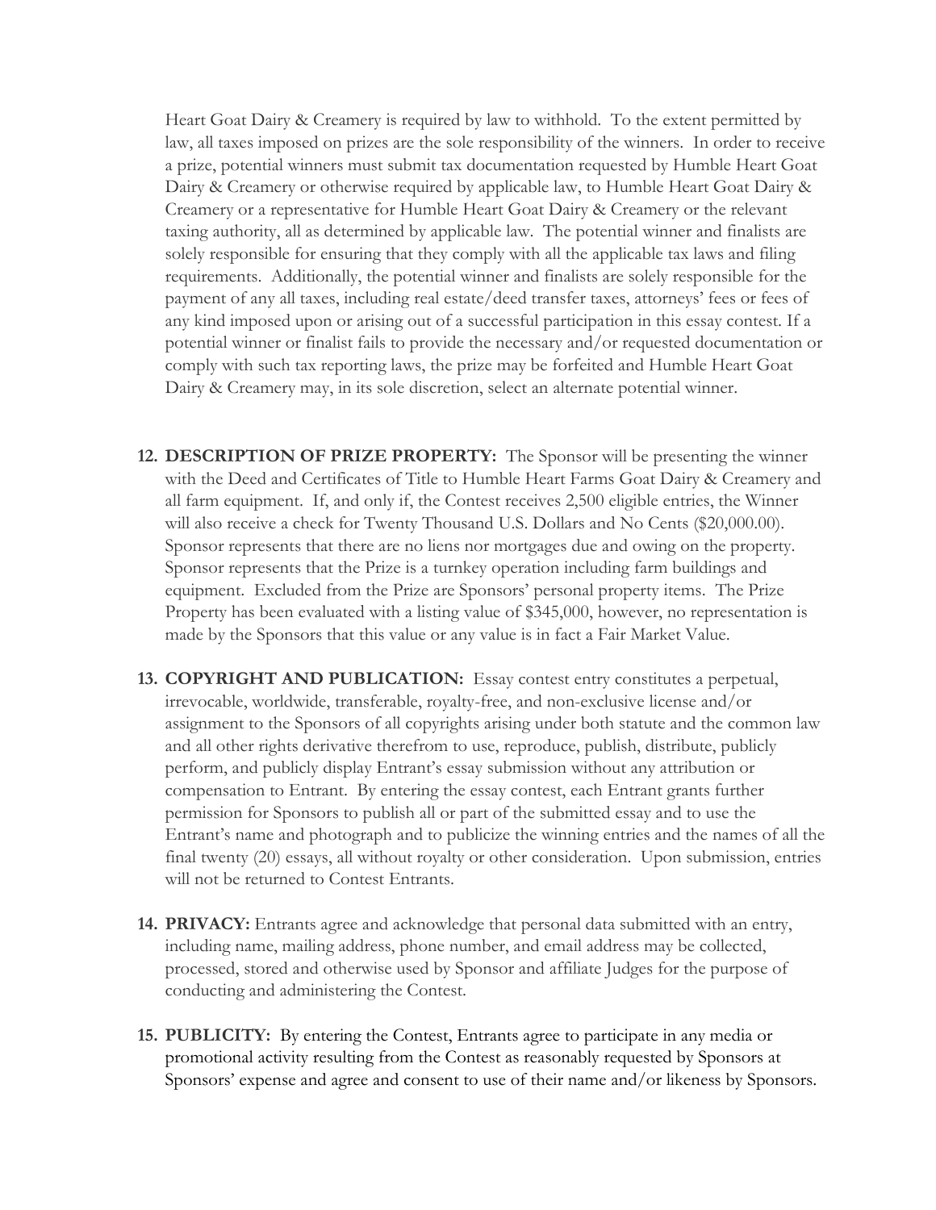Heart Goat Dairy & Creamery is required by law to withhold. To the extent permitted by law, all taxes imposed on prizes are the sole responsibility of the winners. In order to receive a prize, potential winners must submit tax documentation requested by Humble Heart Goat Dairy & Creamery or otherwise required by applicable law, to Humble Heart Goat Dairy & Creamery or a representative for Humble Heart Goat Dairy & Creamery or the relevant taxing authority, all as determined by applicable law. The potential winner and finalists are solely responsible for ensuring that they comply with all the applicable tax laws and filing requirements. Additionally, the potential winner and finalists are solely responsible for the payment of any all taxes, including real estate/deed transfer taxes, attorneys' fees or fees of any kind imposed upon or arising out of a successful participation in this essay contest. If a potential winner or finalist fails to provide the necessary and/or requested documentation or comply with such tax reporting laws, the prize may be forfeited and Humble Heart Goat Dairy & Creamery may, in its sole discretion, select an alternate potential winner.

12. **DESCRIPTION OF PRIZE PROPERTY:** The Sponsor will be presenting the winner with the Deed and Certificates of Title to Humble Heart Farms Goat Dairy & Creamery and all farm equipment. If, and only if, the Contest receives 2,500 eligible entries, the Winner will also receive a check for Twenty Thousand U.S. Dollars and No Cents ($20,000.00). Sponsor represents that there are no liens nor mortgages due and owing on the property. Sponsor represents that the Prize is a turnkey operation including farm buildings and equipment. Excluded from the Prize are Sponsors' personal property items. The Prize Property has been evaluated with a listing value of $345,000, however, no representation is made by the Sponsors that this value or any value is in fact a Fair Market Value.

13. **COPYRIGHT AND PUBLICATION:** Essay contest entry constitutes a perpetual, irrevocable, worldwide, transferable, royalty-free, and non-exclusive license and/or assignment to the Sponsors of all copyrights arising under both statute and the common law and all other rights derivative therefrom to use, reproduce, publish, distribute, publicly perform, and publicly display Entrant's essay submission without any attribution or compensation to Entrant. By entering the essay contest, each Entrant grants further permission for Sponsors to publish all or part of the submitted essay and to use the Entrant's name and photograph and to publicize the winning entries and the names of all the final twenty (20) essays, all without royalty or other consideration. Upon submission, entries will not be returned to Contest Entrants.

14. **PRIVACY:** Entrants agree and acknowledge that personal data submitted with an entry, including name, mailing address, phone number, and email address may be collected, processed, stored and otherwise used by Sponsor and affiliate Judges for the purpose of conducting and administering the Contest.

15. **PUBLICITY:** By entering the Contest, Entrants agree to participate in any media or promotional activity resulting from the Contest as reasonably requested by Sponsors at Sponsors' expense and agree and consent to use of their name and/or likeness by Sponsors.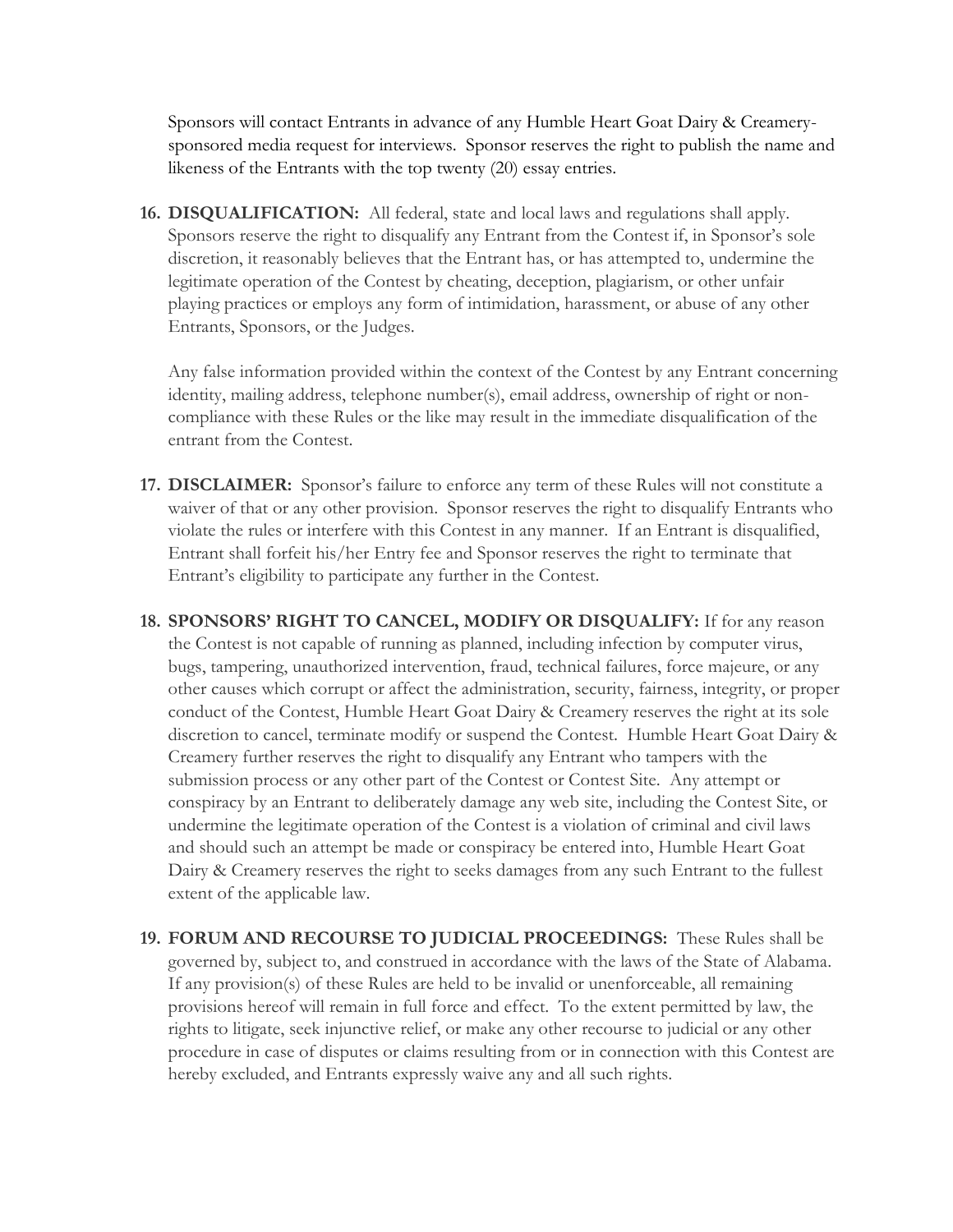Sponsors will contact Entrants in advance of any Humble Heart Goat Dairy & Creamery-sponsored media request for interviews. Sponsor reserves the right to publish the name and likeness of the Entrants with the top twenty (20) essay entries.

16. **DISQUALIFICATION:** All federal, state and local laws and regulations shall apply. Sponsors reserve the right to disqualify any Entrant from the Contest if, in Sponsor's sole discretion, it reasonably believes that the Entrant has, or has attempted to, undermine the legitimate operation of the Contest by cheating, deception, plagiarism, or other unfair playing practices or employs any form of intimidation, harassment, or abuse of any other Entrants, Sponsors, or the Judges.

    Any false information provided within the context of the Contest by any Entrant concerning identity, mailing address, telephone number(s), email address, ownership of right or non-compliance with these Rules or the like may result in the immediate disqualification of the entrant from the Contest.

17. **DISCLAIMER:** Sponsor's failure to enforce any term of these Rules will not constitute a waiver of that or any other provision. Sponsor reserves the right to disqualify Entrants who violate the rules or interfere with this Contest in any manner. If an Entrant is disqualified, Entrant shall forfeit his/her Entry fee and Sponsor reserves the right to terminate that Entrant's eligibility to participate any further in the Contest.

18. **SPONSORS' RIGHT TO CANCEL, MODIFY OR DISQUALIFY:** If for any reason the Contest is not capable of running as planned, including infection by computer virus, bugs, tampering, unauthorized intervention, fraud, technical failures, force majeure, or any other causes which corrupt or affect the administration, security, fairness, integrity, or proper conduct of the Contest, Humble Heart Goat Dairy & Creamery reserves the right at its sole discretion to cancel, terminate modify or suspend the Contest. Humble Heart Goat Dairy & Creamery further reserves the right to disqualify any Entrant who tampers with the submission process or any other part of the Contest or Contest Site. Any attempt or conspiracy by an Entrant to deliberately damage any web site, including the Contest Site, or undermine the legitimate operation of the Contest is a violation of criminal and civil laws and should such an attempt be made or conspiracy be entered into, Humble Heart Goat Dairy & Creamery reserves the right to seeks damages from any such Entrant to the fullest extent of the applicable law.

19. **FORUM AND RECOURSE TO JUDICIAL PROCEEDINGS:** These Rules shall be governed by, subject to, and construed in accordance with the laws of the State of Alabama. If any provision(s) of these Rules are held to be invalid or unenforceable, all remaining provisions hereof will remain in full force and effect. To the extent permitted by law, the rights to litigate, seek injunctive relief, or make any other recourse to judicial or any other procedure in case of disputes or claims resulting from or in connection with this Contest are hereby excluded, and Entrants expressly waive any and all such rights.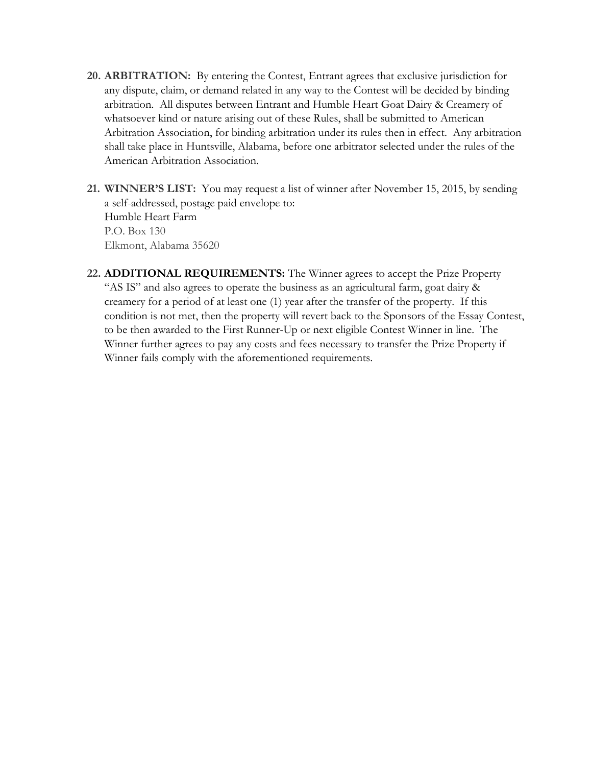20. **ARBITRATION:** By entering the Contest, Entrant agrees that exclusive jurisdiction for any dispute, claim, or demand related in any way to the Contest will be decided by binding arbitration. All disputes between Entrant and Humble Heart Goat Dairy & Creamery of whatsoever kind or nature arising out of these Rules, shall be submitted to American Arbitration Association, for binding arbitration under its rules then in effect. Any arbitration shall take place in Huntsville, Alabama, before one arbitrator selected under the rules of the American Arbitration Association.

21. **WINNER'S LIST:** You may request a list of winner after November 15, 2015, by sending a self-addressed, postage paid envelope to:
    Humble Heart Farm
    P.O. Box 130
    Elkmont, Alabama 35620

22. **ADDITIONAL REQUIREMENTS:** The Winner agrees to accept the Prize Property "AS IS" and also agrees to operate the business as an agricultural farm, goat dairy & creamery for a period of at least one (1) year after the transfer of the property. If this condition is not met, then the property will revert back to the Sponsors of the Essay Contest, to be then awarded to the First Runner-Up or next eligible Contest Winner in line. The Winner further agrees to pay any costs and fees necessary to transfer the Prize Property if Winner fails comply with the aforementioned requirements.